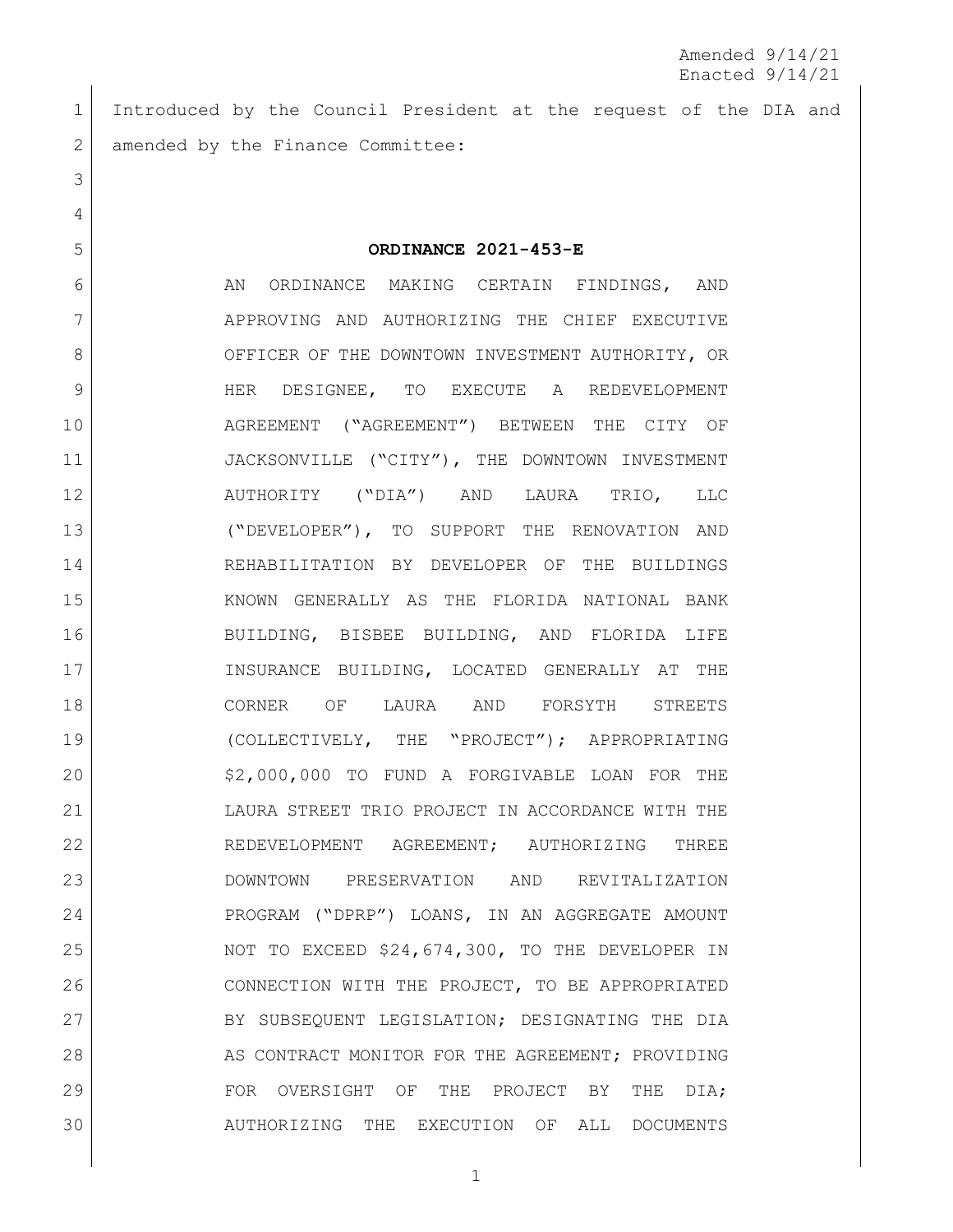Amended 9/14/21
Enacted 9/14/21

Introduced by the Council President at the request of the DIA and amended by the Finance Committee:

**ORDINANCE 2021-453-E**

AN ORDINANCE MAKING CERTAIN FINDINGS, AND APPROVING AND AUTHORIZING THE CHIEF EXECUTIVE OFFICER OF THE DOWNTOWN INVESTMENT AUTHORITY, OR HER DESIGNEE, TO EXECUTE A REDEVELOPMENT AGREEMENT ("AGREEMENT") BETWEEN THE CITY OF JACKSONVILLE ("CITY"), THE DOWNTOWN INVESTMENT AUTHORITY ("DIA") AND LAURA TRIO, LLC ("DEVELOPER"), TO SUPPORT THE RENOVATION AND REHABILITATION BY DEVELOPER OF THE BUILDINGS KNOWN GENERALLY AS THE FLORIDA NATIONAL BANK BUILDING, BISBEE BUILDING, AND FLORIDA LIFE INSURANCE BUILDING, LOCATED GENERALLY AT THE CORNER OF LAURA AND FORSYTH STREETS (COLLECTIVELY, THE "PROJECT"); APPROPRIATING $2,000,000 TO FUND A FORGIVABLE LOAN FOR THE LAURA STREET TRIO PROJECT IN ACCORDANCE WITH THE REDEVELOPMENT AGREEMENT; AUTHORIZING THREE DOWNTOWN PRESERVATION AND REVITALIZATION PROGRAM ("DPRP") LOANS, IN AN AGGREGATE AMOUNT NOT TO EXCEED $24,674,300, TO THE DEVELOPER IN CONNECTION WITH THE PROJECT, TO BE APPROPRIATED BY SUBSEQUENT LEGISLATION; DESIGNATING THE DIA AS CONTRACT MONITOR FOR THE AGREEMENT; PROVIDING FOR OVERSIGHT OF THE PROJECT BY THE DIA; AUTHORIZING THE EXECUTION OF ALL DOCUMENTS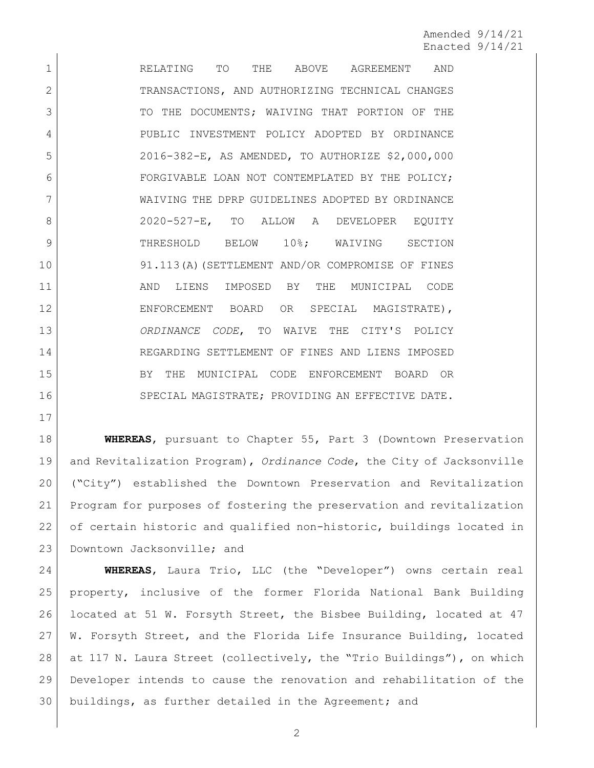Amended 9/14/21
Enacted 9/14/21

RELATING TO THE ABOVE AGREEMENT AND TRANSACTIONS, AND AUTHORIZING TECHNICAL CHANGES TO THE DOCUMENTS; WAIVING THAT PORTION OF THE PUBLIC INVESTMENT POLICY ADOPTED BY ORDINANCE 2016-382-E, AS AMENDED, TO AUTHORIZE $2,000,000 FORGIVABLE LOAN NOT CONTEMPLATED BY THE POLICY; WAIVING THE DPRP GUIDELINES ADOPTED BY ORDINANCE 2020-527-E, TO ALLOW A DEVELOPER EQUITY THRESHOLD BELOW 10%; WAIVING SECTION 91.113(A)(SETTLEMENT AND/OR COMPROMISE OF FINES AND LIENS IMPOSED BY THE MUNICIPAL CODE ENFORCEMENT BOARD OR SPECIAL MAGISTRATE), *ORDINANCE CODE*, TO WAIVE THE CITY'S POLICY REGARDING SETTLEMENT OF FINES AND LIENS IMPOSED BY THE MUNICIPAL CODE ENFORCEMENT BOARD OR SPECIAL MAGISTRATE; PROVIDING AN EFFECTIVE DATE.

**WHEREAS**, pursuant to Chapter 55, Part 3 (Downtown Preservation and Revitalization Program), *Ordinance Code*, the City of Jacksonville ("City") established the Downtown Preservation and Revitalization Program for purposes of fostering the preservation and revitalization of certain historic and qualified non-historic, buildings located in Downtown Jacksonville; and

**WHEREAS**, Laura Trio, LLC (the "Developer") owns certain real property, inclusive of the former Florida National Bank Building located at 51 W. Forsyth Street, the Bisbee Building, located at 47 W. Forsyth Street, and the Florida Life Insurance Building, located at 117 N. Laura Street (collectively, the "Trio Buildings"), on which Developer intends to cause the renovation and rehabilitation of the buildings, as further detailed in the Agreement; and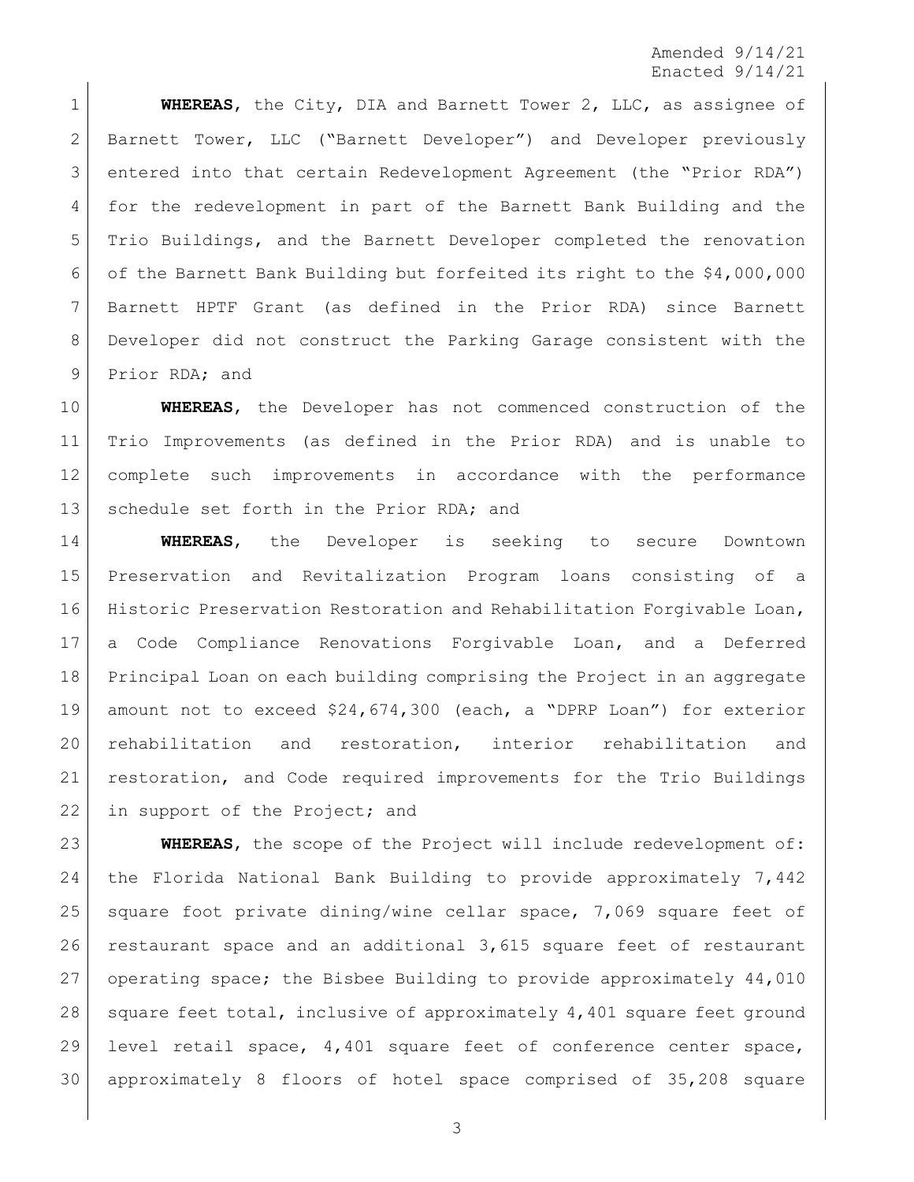Amended 9/14/21
Enacted 9/14/21

**WHEREAS**, the City, DIA and Barnett Tower 2, LLC, as assignee of Barnett Tower, LLC ("Barnett Developer") and Developer previously entered into that certain Redevelopment Agreement (the "Prior RDA") for the redevelopment in part of the Barnett Bank Building and the Trio Buildings, and the Barnett Developer completed the renovation of the Barnett Bank Building but forfeited its right to the $4,000,000 Barnett HPTF Grant (as defined in the Prior RDA) since Barnett Developer did not construct the Parking Garage consistent with the Prior RDA; and

**WHEREAS**, the Developer has not commenced construction of the Trio Improvements (as defined in the Prior RDA) and is unable to complete such improvements in accordance with the performance schedule set forth in the Prior RDA; and

**WHEREAS**, the Developer is seeking to secure Downtown Preservation and Revitalization Program loans consisting of a Historic Preservation Restoration and Rehabilitation Forgivable Loan, a Code Compliance Renovations Forgivable Loan, and a Deferred Principal Loan on each building comprising the Project in an aggregate amount not to exceed $24,674,300 (each, a "DPRP Loan") for exterior rehabilitation and restoration, interior rehabilitation and restoration, and Code required improvements for the Trio Buildings in support of the Project; and

**WHEREAS**, the scope of the Project will include redevelopment of: the Florida National Bank Building to provide approximately 7,442 square foot private dining/wine cellar space, 7,069 square feet of restaurant space and an additional 3,615 square feet of restaurant operating space; the Bisbee Building to provide approximately 44,010 square feet total, inclusive of approximately 4,401 square feet ground level retail space, 4,401 square feet of conference center space, approximately 8 floors of hotel space comprised of 35,208 square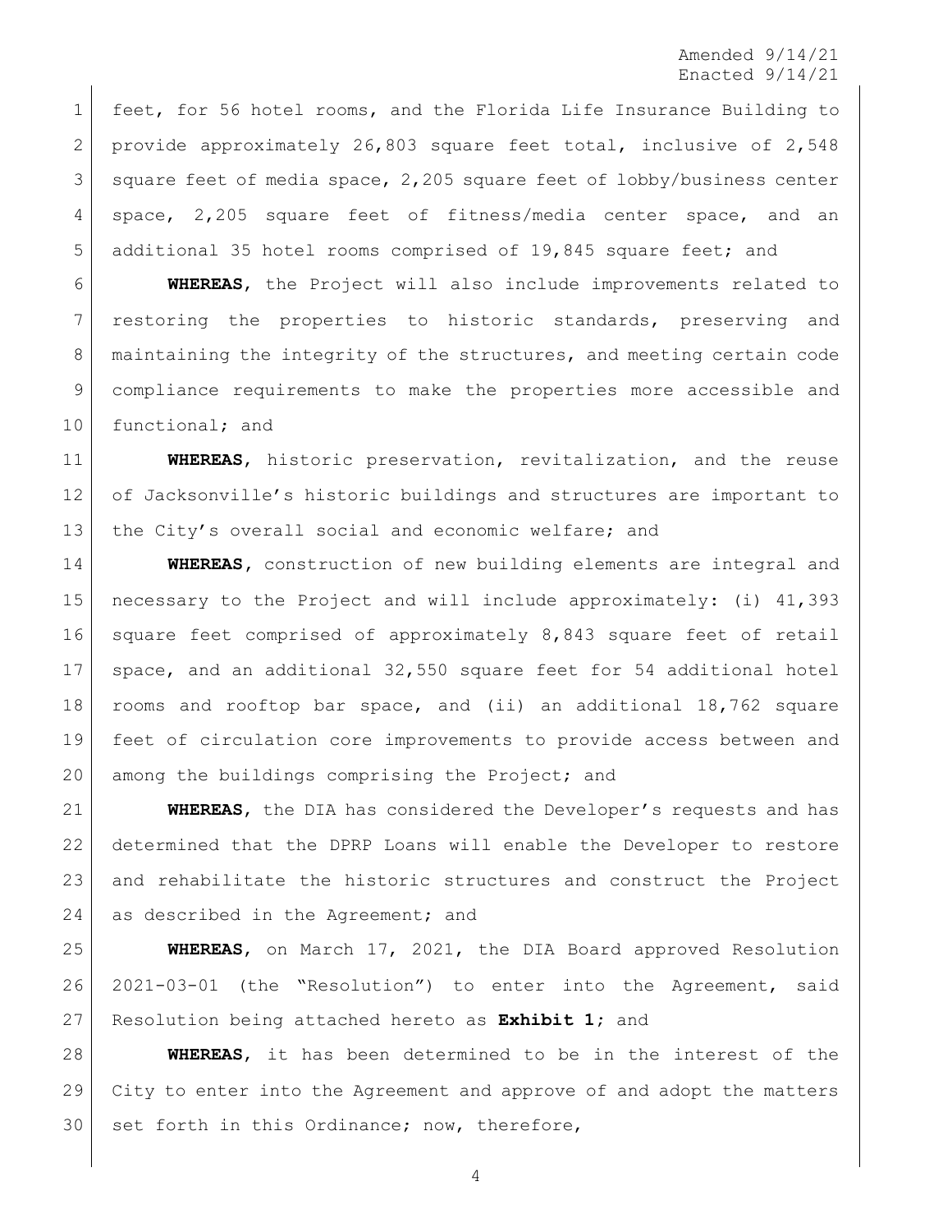feet, for 56 hotel rooms, and the Florida Life Insurance Building to provide approximately 26,803 square feet total, inclusive of 2,548 square feet of media space, 2,205 square feet of lobby/business center space, 2,205 square feet of fitness/media center space, and an additional 35 hotel rooms comprised of 19,845 square feet; and

**WHEREAS**, the Project will also include improvements related to restoring the properties to historic standards, preserving and maintaining the integrity of the structures, and meeting certain code compliance requirements to make the properties more accessible and functional; and

**WHEREAS**, historic preservation, revitalization, and the reuse of Jacksonville's historic buildings and structures are important to the City's overall social and economic welfare; and

**WHEREAS,** construction of new building elements are integral and necessary to the Project and will include approximately: (i) 41,393 square feet comprised of approximately 8,843 square feet of retail space, and an additional 32,550 square feet for 54 additional hotel rooms and rooftop bar space, and (ii) an additional 18,762 square feet of circulation core improvements to provide access between and among the buildings comprising the Project; and

**WHEREAS**, the DIA has considered the Developer's requests and has determined that the DPRP Loans will enable the Developer to restore and rehabilitate the historic structures and construct the Project as described in the Agreement; and

**WHEREAS**, on March 17, 2021, the DIA Board approved Resolution 2021-03-01 (the "Resolution") to enter into the Agreement, said Resolution being attached hereto as **Exhibit 1**; and

**WHEREAS**, it has been determined to be in the interest of the City to enter into the Agreement and approve of and adopt the matters set forth in this Ordinance; now, therefore,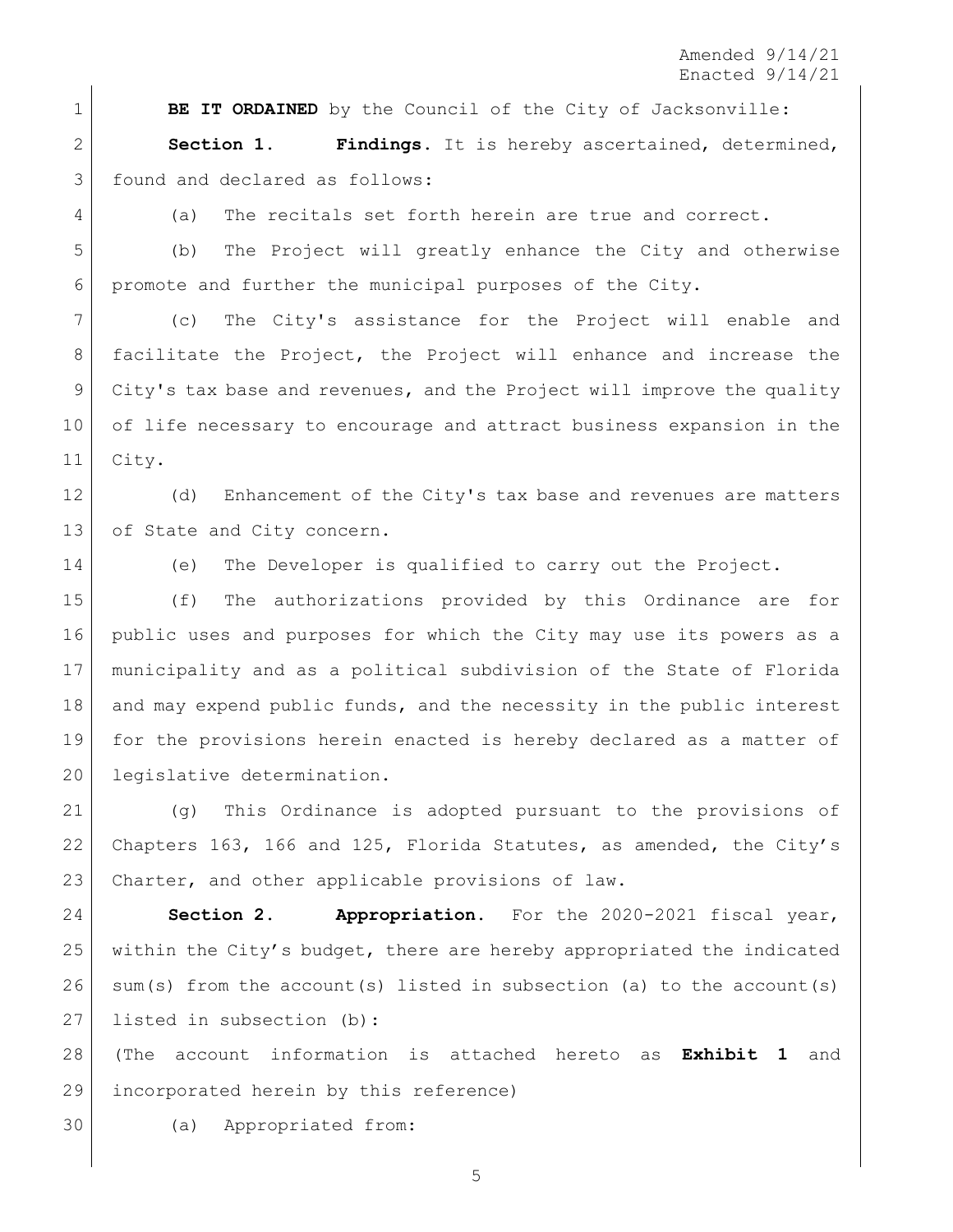Amended 9/14/21
Enacted 9/14/21

**BE IT ORDAINED** by the Council of the City of Jacksonville:

**Section 1. Findings.** It is hereby ascertained, determined, found and declared as follows:

(a) The recitals set forth herein are true and correct.

(b) The Project will greatly enhance the City and otherwise promote and further the municipal purposes of the City.

(c) The City's assistance for the Project will enable and facilitate the Project, the Project will enhance and increase the City's tax base and revenues, and the Project will improve the quality of life necessary to encourage and attract business expansion in the City.

(d) Enhancement of the City's tax base and revenues are matters of State and City concern.

(e) The Developer is qualified to carry out the Project.

(f) The authorizations provided by this Ordinance are for public uses and purposes for which the City may use its powers as a municipality and as a political subdivision of the State of Florida and may expend public funds, and the necessity in the public interest for the provisions herein enacted is hereby declared as a matter of legislative determination.

(g) This Ordinance is adopted pursuant to the provisions of Chapters 163, 166 and 125, Florida Statutes, as amended, the City's Charter, and other applicable provisions of law.

**Section 2. Appropriation.** For the 2020-2021 fiscal year, within the City's budget, there are hereby appropriated the indicated sum(s) from the account(s) listed in subsection (a) to the account(s) listed in subsection (b):

(The account information is attached hereto as **Exhibit 1** and incorporated herein by this reference)

(a) Appropriated from: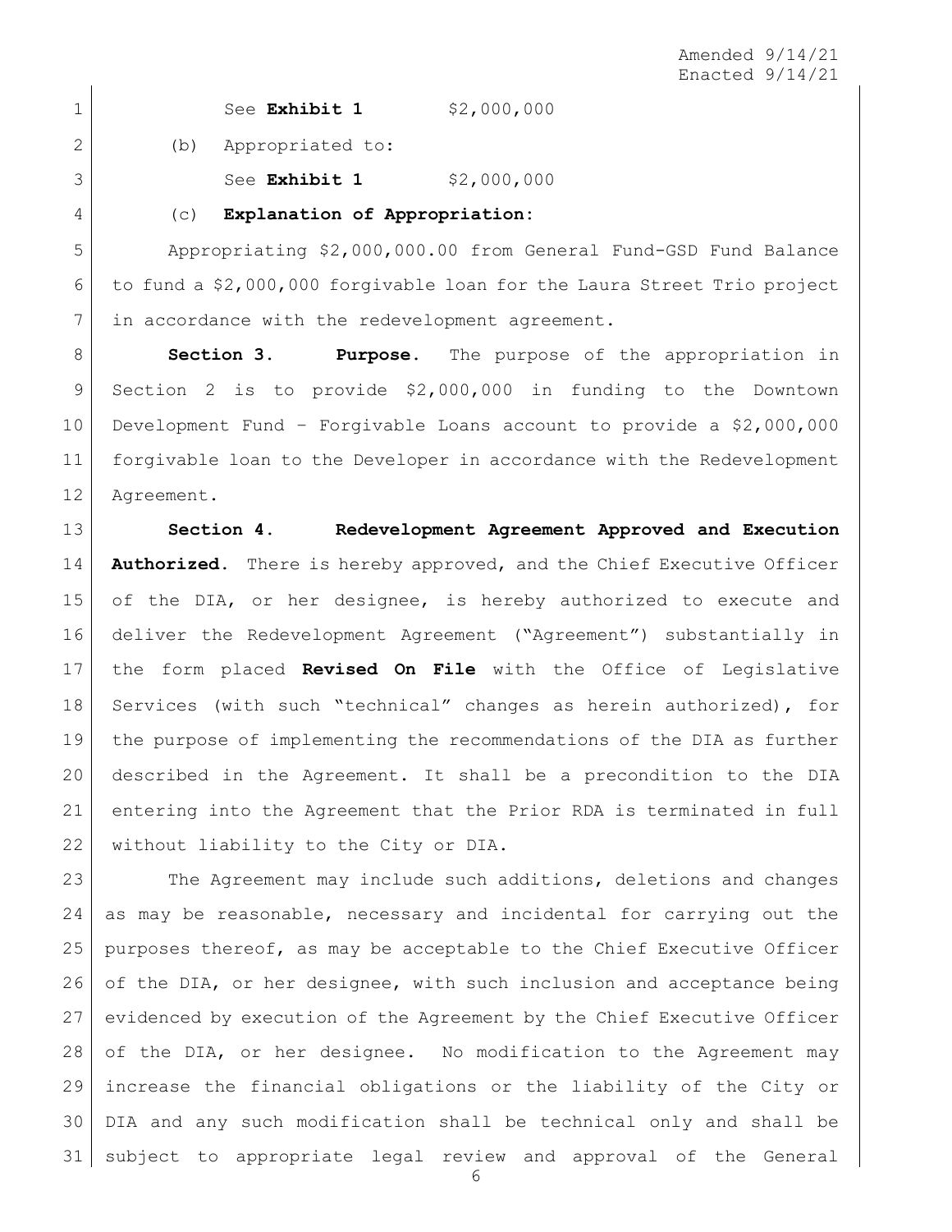See **Exhibit 1** $2,000,000

(b) Appropriated to:

See **Exhibit 1** $2,000,000

(c) **Explanation of Appropriation:**

Appropriating $2,000,000.00 from General Fund-GSD Fund Balance to fund a $2,000,000 forgivable loan for the Laura Street Trio project in accordance with the redevelopment agreement.

**Section 3. Purpose.** The purpose of the appropriation in Section 2 is to provide $2,000,000 in funding to the Downtown Development Fund – Forgivable Loans account to provide a $2,000,000 forgivable loan to the Developer in accordance with the Redevelopment Agreement.

**Section 4. Redevelopment Agreement Approved and Execution Authorized.** There is hereby approved, and the Chief Executive Officer of the DIA, or her designee, is hereby authorized to execute and deliver the Redevelopment Agreement ("Agreement") substantially in the form placed **Revised On File** with the Office of Legislative Services (with such "technical" changes as herein authorized), for the purpose of implementing the recommendations of the DIA as further described in the Agreement. It shall be a precondition to the DIA entering into the Agreement that the Prior RDA is terminated in full without liability to the City or DIA.

The Agreement may include such additions, deletions and changes as may be reasonable, necessary and incidental for carrying out the purposes thereof, as may be acceptable to the Chief Executive Officer of the DIA, or her designee, with such inclusion and acceptance being evidenced by execution of the Agreement by the Chief Executive Officer of the DIA, or her designee. No modification to the Agreement may increase the financial obligations or the liability of the City or DIA and any such modification shall be technical only and shall be subject to appropriate legal review and approval of the General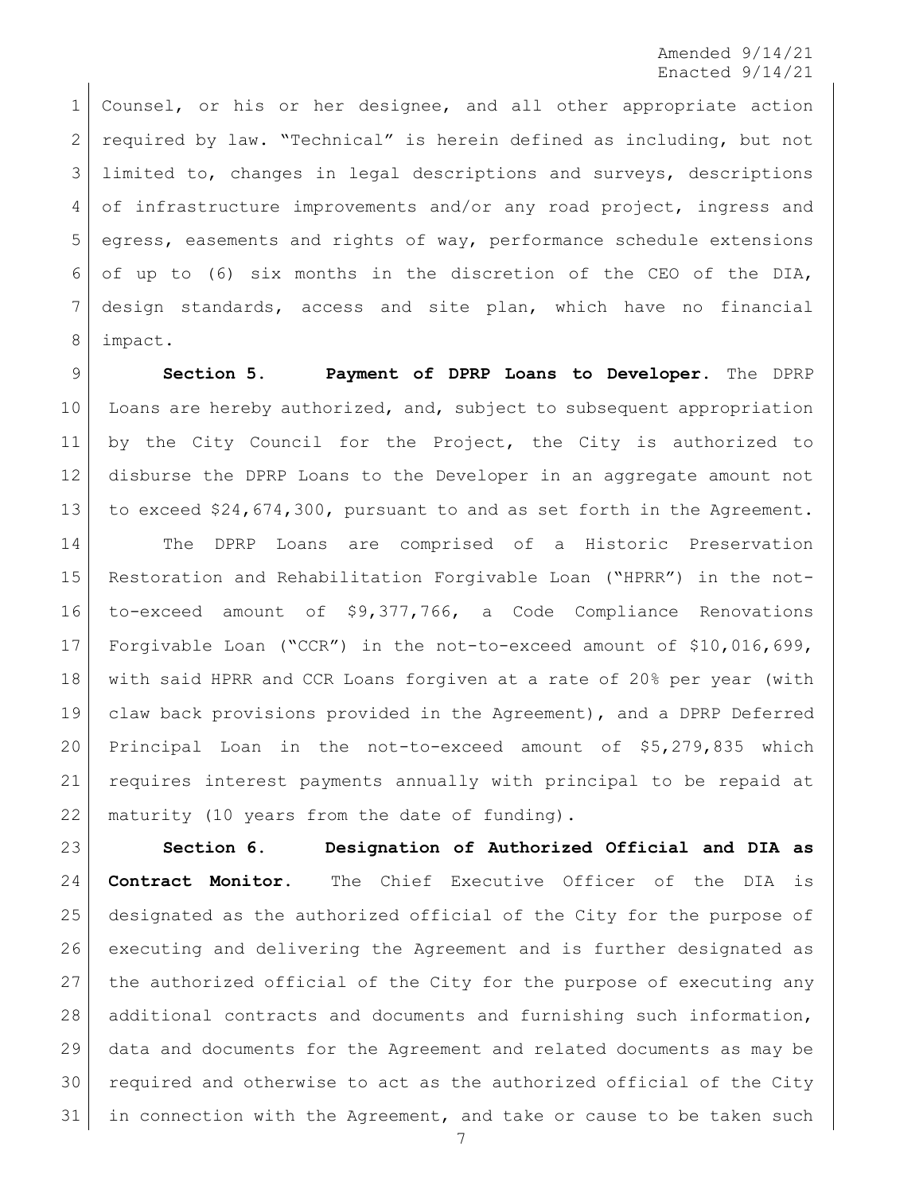Counsel, or his or her designee, and all other appropriate action required by law. "Technical" is herein defined as including, but not limited to, changes in legal descriptions and surveys, descriptions of infrastructure improvements and/or any road project, ingress and egress, easements and rights of way, performance schedule extensions of up to (6) six months in the discretion of the CEO of the DIA, design standards, access and site plan, which have no financial impact.

**Section 5. Payment of DPRP Loans to Developer.** The DPRP Loans are hereby authorized, and, subject to subsequent appropriation by the City Council for the Project, the City is authorized to disburse the DPRP Loans to the Developer in an aggregate amount not to exceed $24,674,300, pursuant to and as set forth in the Agreement.

The DPRP Loans are comprised of a Historic Preservation Restoration and Rehabilitation Forgivable Loan ("HPRR") in the not-to-exceed amount of $9,377,766, a Code Compliance Renovations Forgivable Loan ("CCR") in the not-to-exceed amount of $10,016,699, with said HPRR and CCR Loans forgiven at a rate of 20% per year (with claw back provisions provided in the Agreement), and a DPRP Deferred Principal Loan in the not-to-exceed amount of $5,279,835 which requires interest payments annually with principal to be repaid at maturity (10 years from the date of funding).

**Section 6. Designation of Authorized Official and DIA as Contract Monitor.** The Chief Executive Officer of the DIA is designated as the authorized official of the City for the purpose of executing and delivering the Agreement and is further designated as the authorized official of the City for the purpose of executing any additional contracts and documents and furnishing such information, data and documents for the Agreement and related documents as may be required and otherwise to act as the authorized official of the City in connection with the Agreement, and take or cause to be taken such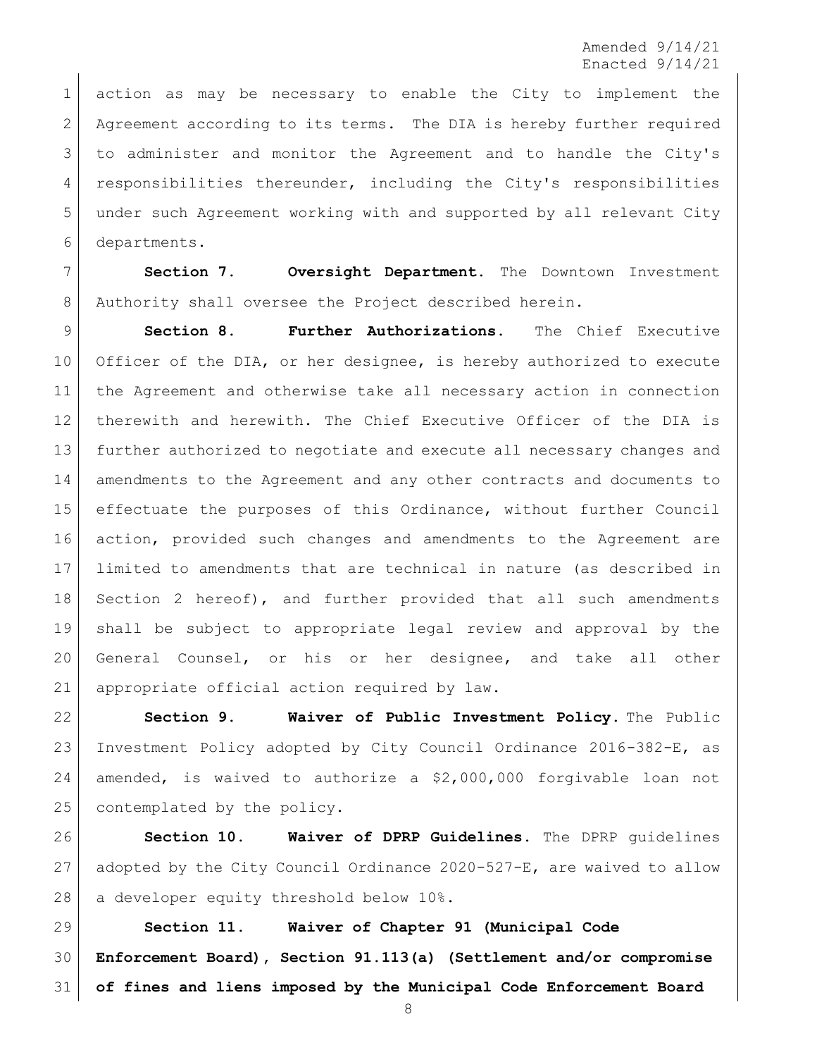action as may be necessary to enable the City to implement the Agreement according to its terms. The DIA is hereby further required to administer and monitor the Agreement and to handle the City's responsibilities thereunder, including the City's responsibilities under such Agreement working with and supported by all relevant City departments.

**Section 7. Oversight Department.** The Downtown Investment Authority shall oversee the Project described herein.

**Section 8. Further Authorizations.** The Chief Executive Officer of the DIA, or her designee, is hereby authorized to execute the Agreement and otherwise take all necessary action in connection therewith and herewith. The Chief Executive Officer of the DIA is further authorized to negotiate and execute all necessary changes and amendments to the Agreement and any other contracts and documents to effectuate the purposes of this Ordinance, without further Council action, provided such changes and amendments to the Agreement are limited to amendments that are technical in nature (as described in Section 2 hereof), and further provided that all such amendments shall be subject to appropriate legal review and approval by the General Counsel, or his or her designee, and take all other appropriate official action required by law.

**Section 9. Waiver of Public Investment Policy.** The Public Investment Policy adopted by City Council Ordinance 2016-382-E, as amended, is waived to authorize a $2,000,000 forgivable loan not contemplated by the policy.

**Section 10. Waiver of DPRP Guidelines.** The DPRP guidelines adopted by the City Council Ordinance 2020-527-E, are waived to allow a developer equity threshold below 10%.

**Section 11. Waiver of Chapter 91 (Municipal Code Enforcement Board), Section 91.113(a) (Settlement and/or compromise of fines and liens imposed by the Municipal Code Enforcement Board**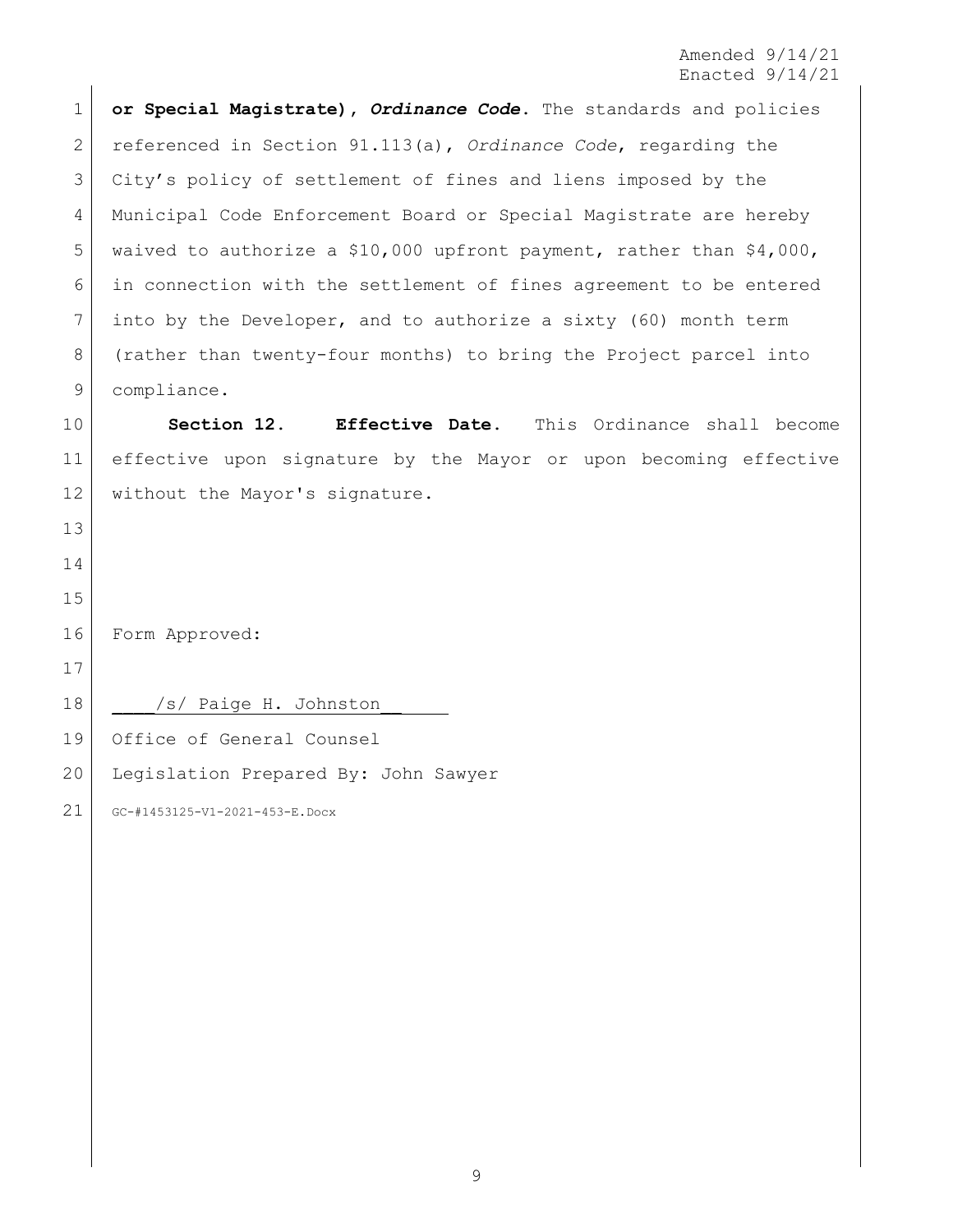**or Special Magistrate), *Ordinance Code*.** The standards and policies referenced in Section 91.113(a), *Ordinance Code*, regarding the City's policy of settlement of fines and liens imposed by the Municipal Code Enforcement Board or Special Magistrate are hereby waived to authorize a $10,000 upfront payment, rather than $4,000, in connection with the settlement of fines agreement to be entered into by the Developer, and to authorize a sixty (60) month term (rather than twenty-four months) to bring the Project parcel into compliance.

**Section 12. Effective Date.** This Ordinance shall become effective upon signature by the Mayor or upon becoming effective without the Mayor's signature.

Form Approved:

/s/ Paige H. Johnston

Office of General Counsel

Legislation Prepared By: John Sawyer

GC-#1453125-V1-2021-453-E.Docx